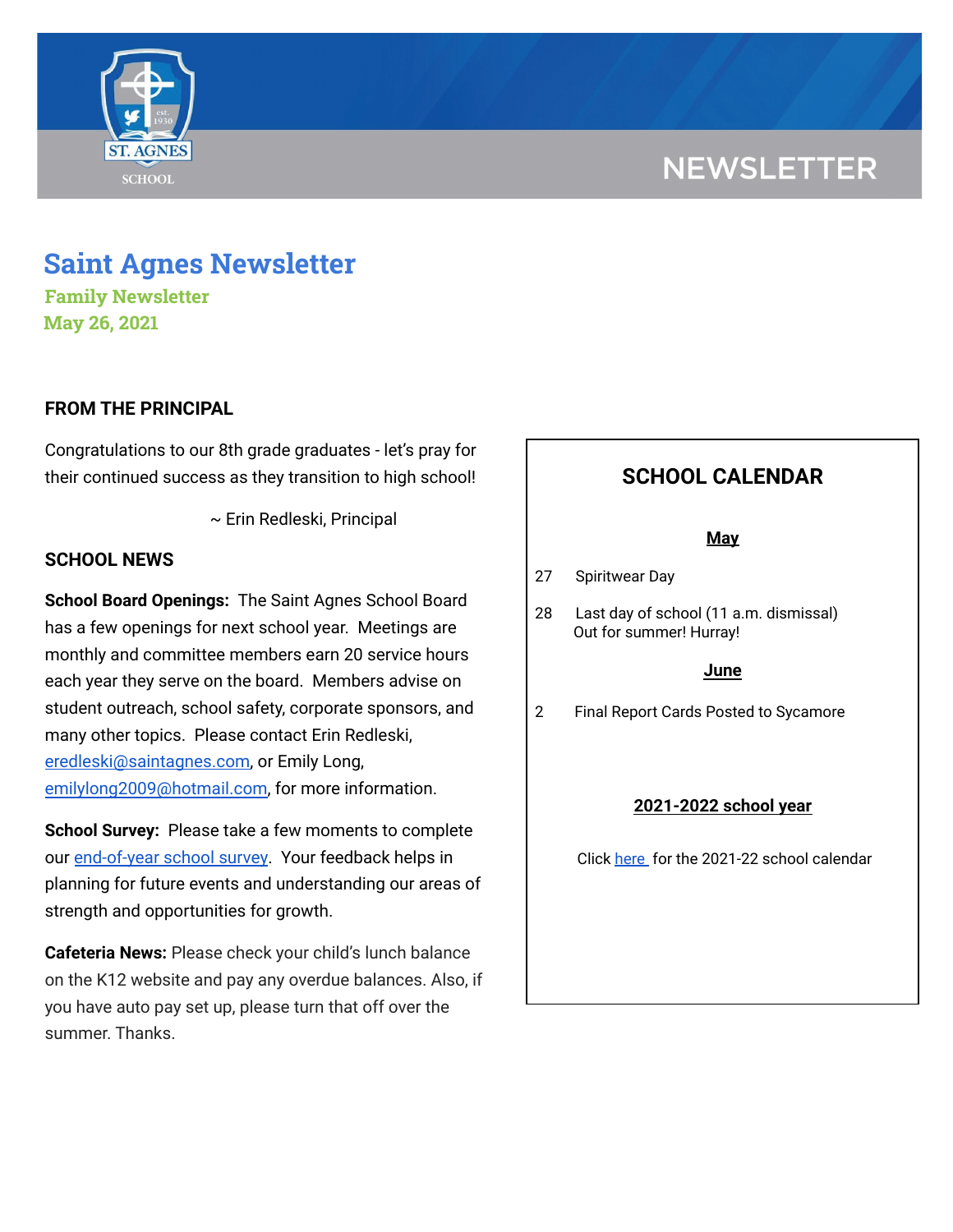NEWSLETTER

# Saint Agnes Newsletter

**Family Newsletter**

**May 26, 2021**

## FROM THE PRINCIPAL

Congratulations to our 8th grade graduates - let's pray for their continued success as they transition to high school!

~ Erin Redleski, Principal

## SCHOOL NEWS

**School Board Openings:** The Saint Agnes School Board has a few openings for next school year. Meetings are monthly and committee members earn 20 service hours each year they serve on the board. Members advise on student outreach, school safety, corporate sponsors, and many other topics. Please contact Erin Redleski, eredleski@saintagnes.com, or Emily Long, emilylong2009@hotmail.com, for more information.

**School Survey:** Please take a few moments to complete our end-of-year school survey. Your feedback helps in planning for future events and understanding our areas of strength and opportunities for growth.

**Cafeteria News:** Please check your child's lunch balance on the K12 website and pay any overdue balances. Also, if you have auto pay set up, please turn that off over the summer. Thanks.

## SCHOOL CALENDAR

### May

27 Spiritwear Day

28 Last day of school (11 a.m. dismissal)
Out for summer! Hurray!

### June

2 Final Report Cards Posted to Sycamore

### 2021-2022 school year

Click here for the 2021-22 school calendar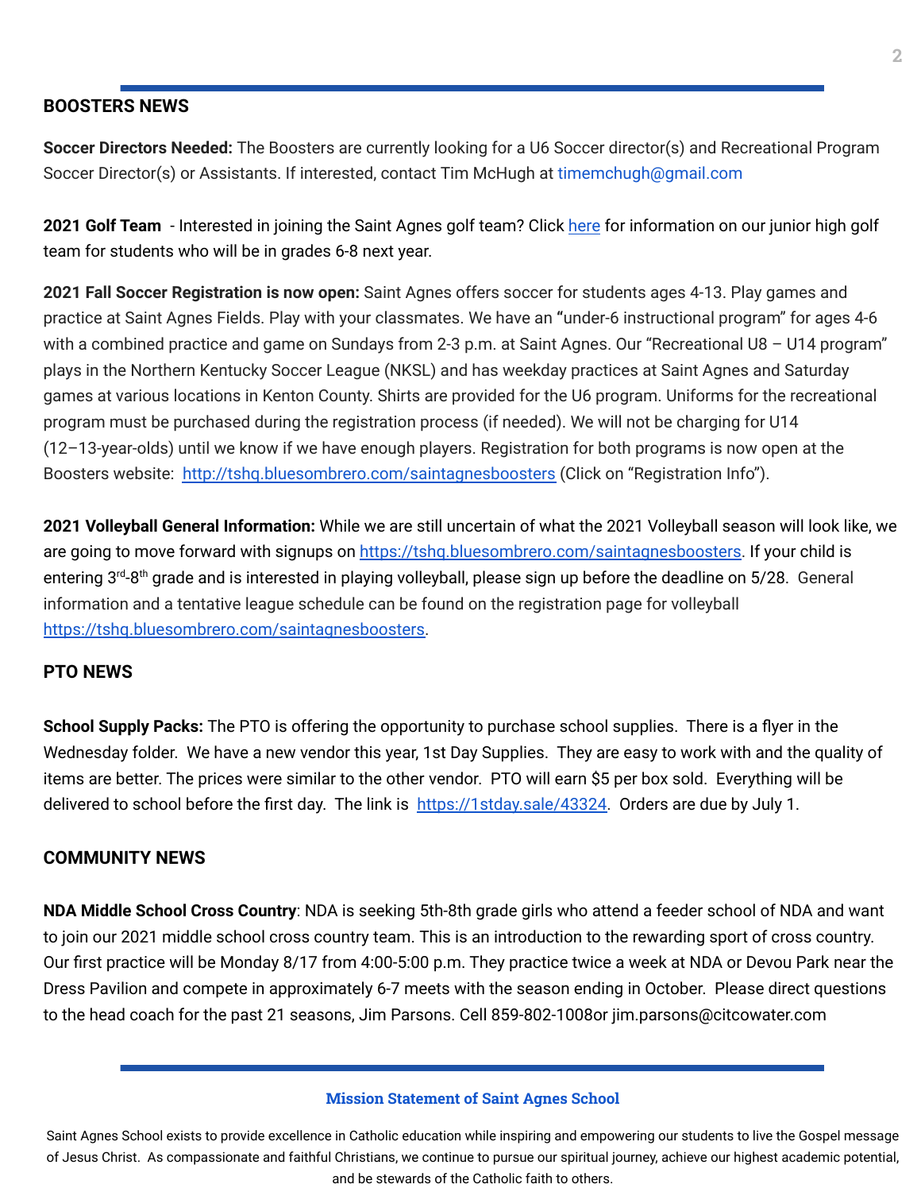## BOOSTERS NEWS

**Soccer Directors Needed:** The Boosters are currently looking for a U6 Soccer director(s) and Recreational Program Soccer Director(s) or Assistants. If interested, contact Tim McHugh at timemchugh@gmail.com

**2021 Golf Team** - Interested in joining the Saint Agnes golf team? Click here for information on our junior high golf team for students who will be in grades 6-8 next year.

**2021 Fall Soccer Registration is now open:** Saint Agnes offers soccer for students ages 4-13. Play games and practice at Saint Agnes Fields. Play with your classmates. We have an **"**under-6 instructional program" for ages 4-6 with a combined practice and game on Sundays from 2-3 p.m. at Saint Agnes. Our "Recreational U8 – U14 program" plays in the Northern Kentucky Soccer League (NKSL) and has weekday practices at Saint Agnes and Saturday games at various locations in Kenton County. Shirts are provided for the U6 program. Uniforms for the recreational program must be purchased during the registration process (if needed). We will not be charging for U14 (12–13-year-olds) until we know if we have enough players. Registration for both programs is now open at the Boosters website: http://tshq.bluesombrero.com/saintagnesboosters (Click on "Registration Info").

**2021 Volleyball General Information:** While we are still uncertain of what the 2021 Volleyball season will look like, we are going to move forward with signups on https://tshq.bluesombrero.com/saintagnesboosters. If your child is entering 3rd-8th grade and is interested in playing volleyball, please sign up before the deadline on 5/28. General information and a tentative league schedule can be found on the registration page for volleyball https://tshq.bluesombrero.com/saintagnesboosters.

## PTO NEWS

**School Supply Packs:** The PTO is offering the opportunity to purchase school supplies. There is a flyer in the Wednesday folder. We have a new vendor this year, 1st Day Supplies. They are easy to work with and the quality of items are better. The prices were similar to the other vendor. PTO will earn $5 per box sold. Everything will be delivered to school before the first day. The link is https://1stday.sale/43324. Orders are due by July 1.

## COMMUNITY NEWS

**NDA Middle School Cross Country**: NDA is seeking 5th-8th grade girls who attend a feeder school of NDA and want to join our 2021 middle school cross country team. This is an introduction to the rewarding sport of cross country. Our first practice will be Monday 8/17 from 4:00-5:00 p.m. They practice twice a week at NDA or Devou Park near the Dress Pavilion and compete in approximately 6-7 meets with the season ending in October. Please direct questions to the head coach for the past 21 seasons, Jim Parsons. Cell 859-802-1008or jim.parsons@citcowater.com

**Mission Statement of Saint Agnes School**

Saint Agnes School exists to provide excellence in Catholic education while inspiring and empowering our students to live the Gospel message of Jesus Christ. As compassionate and faithful Christians, we continue to pursue our spiritual journey, achieve our highest academic potential, and be stewards of the Catholic faith to others.